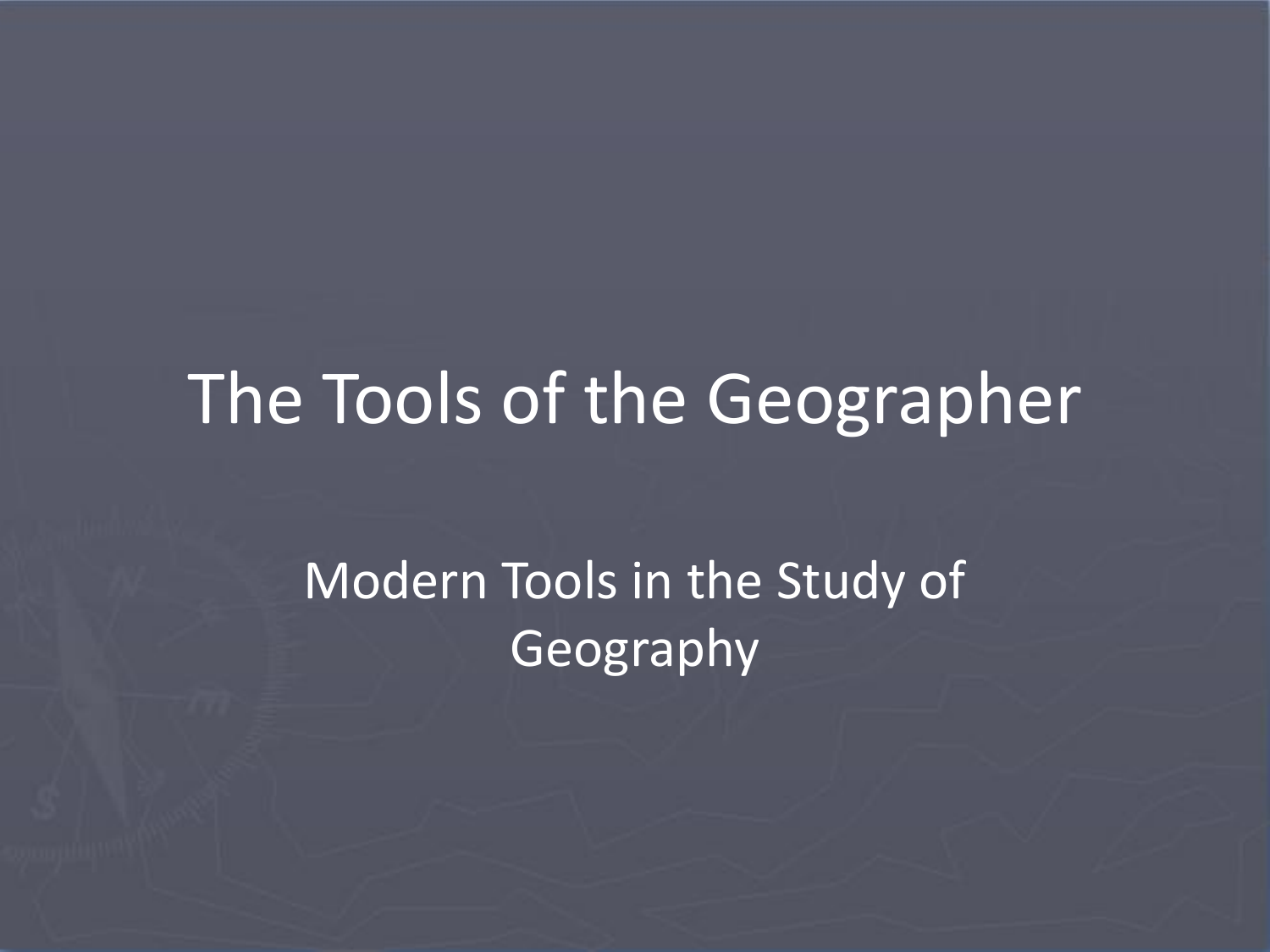# The Tools of the Geographer

## Modern Tools in the Study of Geography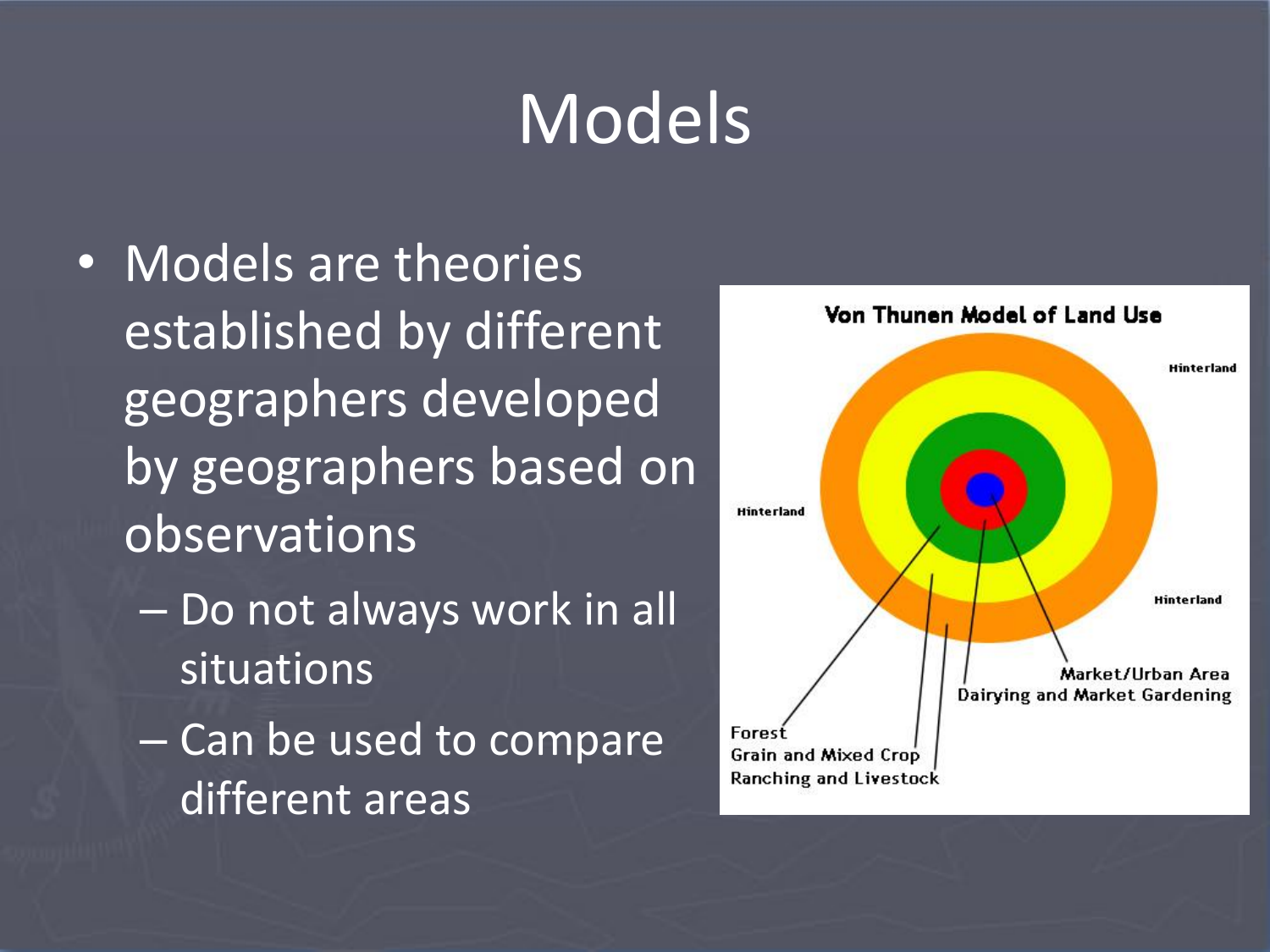# Models

- Models are theories established by different geographers developed by geographers based on observations
  - Do not always work in all situations
  - Can be used to compare different areas

Von Thunen Model of Land Use

Hinterland

Hinterland

Hinterland

Market/Urban Area
Dairying and Market Gardening

Forest
Grain and Mixed Crop
Ranching and Livestock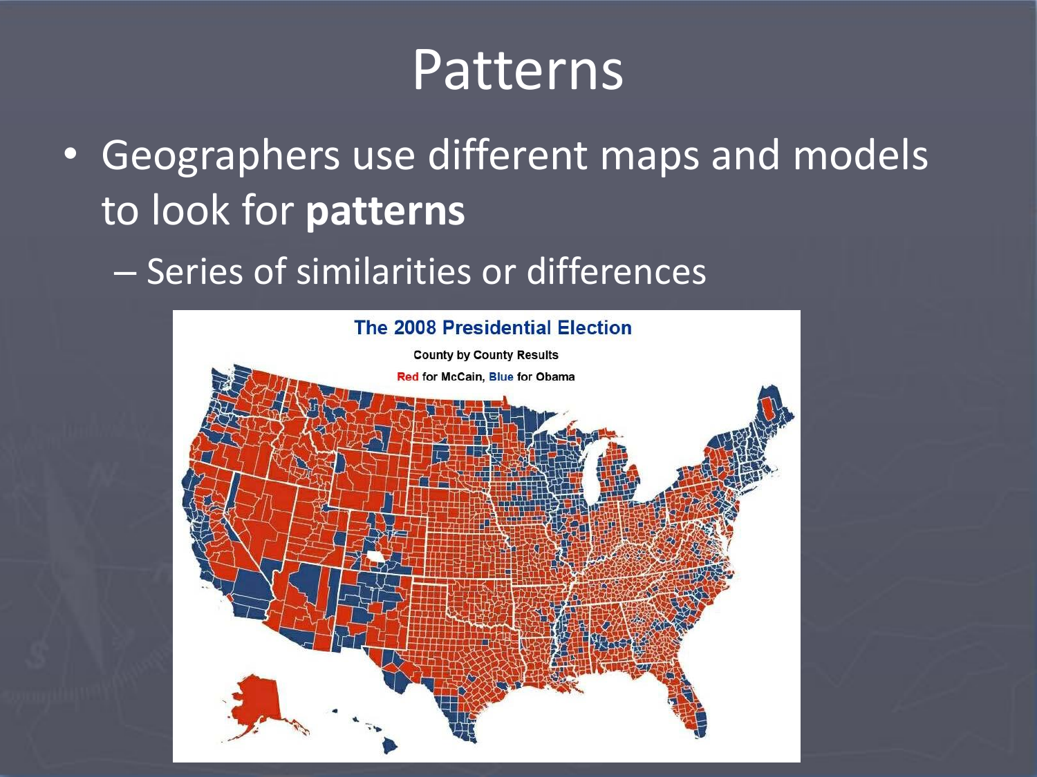# Patterns

- Geographers use different maps and models to look for **patterns**
  - Series of similarities or differences

The 2008 Presidential Election

County by County Results

Red for McCain, Blue for Obama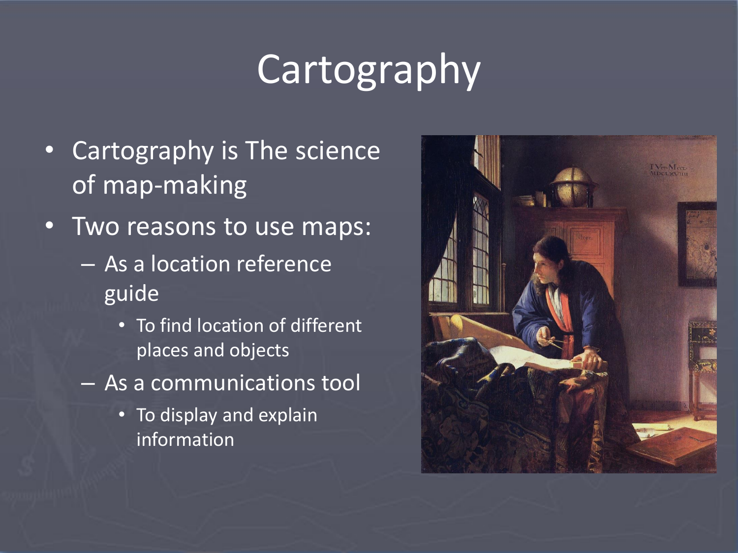# Cartography

- Cartography is The science of map-making
- Two reasons to use maps:
  - As a location reference guide
    - To find location of different places and objects
  - As a communications tool
    - To display and explain information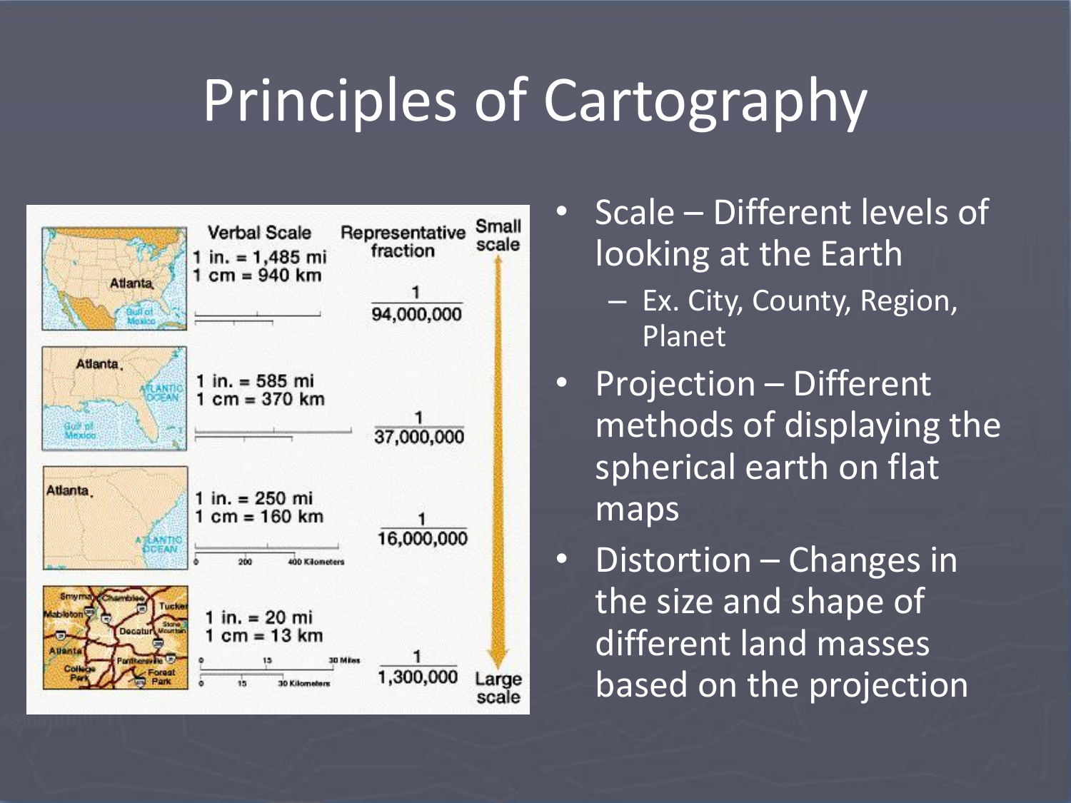# Principles of Cartography

| | Verbal Scale | Representative fraction | Small scale |
|---|---|---|---|
| | 1 in. = 1,485 mi<br>1 cm = 940 km | 1/94,000,000 | |
| | 1 in. = 585 mi<br>1 cm = 370 km | 1/37,000,000 | |
| | 1 in. = 250 mi<br>1 cm = 160 km | 1/16,000,000 | |
| | 1 in. = 20 mi<br>1 cm = 13 km | 1/1,300,000 | Large scale |

- Scale – Different levels of looking at the Earth
  - Ex. City, County, Region, Planet
- Projection – Different methods of displaying the spherical earth on flat maps
- Distortion – Changes in the size and shape of different land masses based on the projection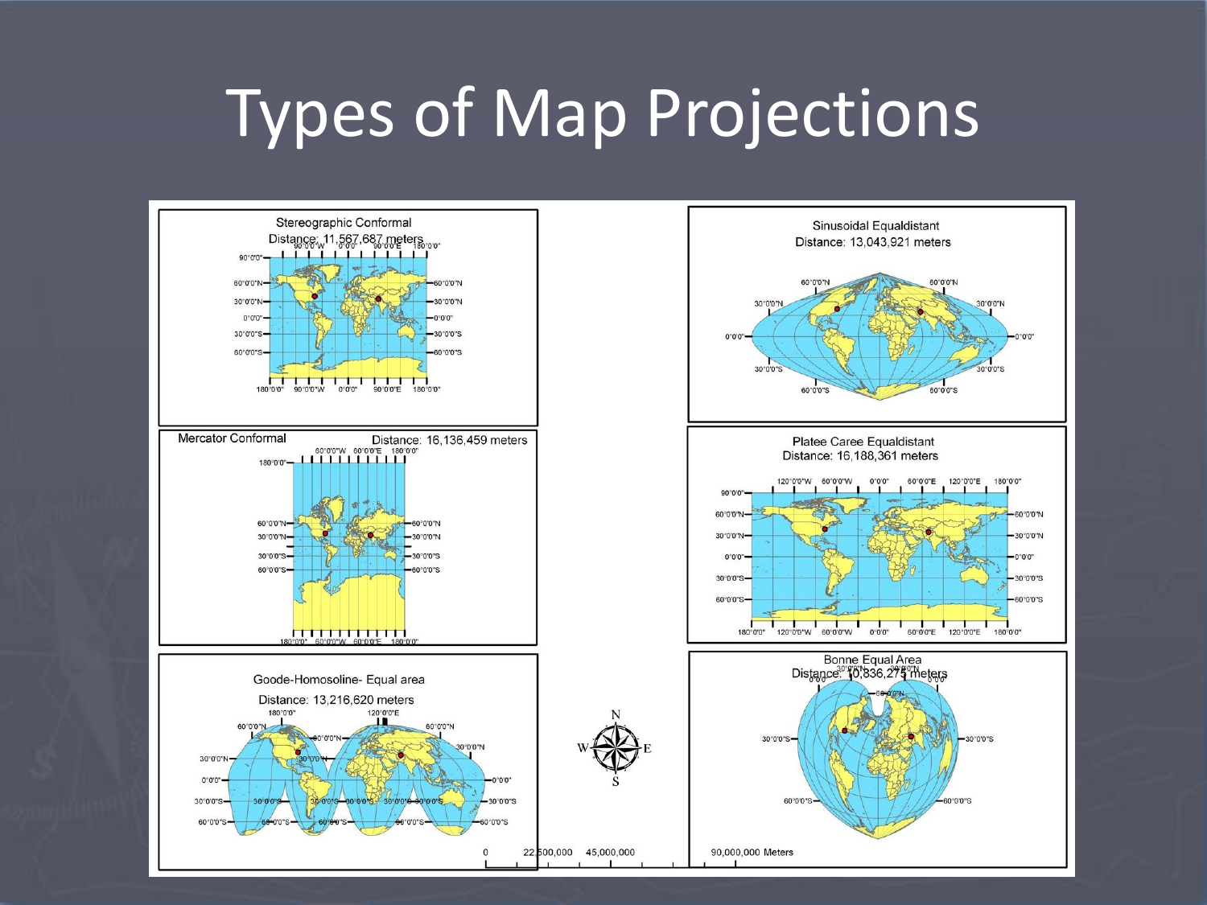# Types of Map Projections

Stereographic Conformal
Distance: 11,567,687 meters

Sinusoidal Equaldistant
Distance: 13,043,921 meters

Mercator Conformal
Distance: 16,136,459 meters

Platee Caree Equaldistant
Distance: 16,188,361 meters

Goode-Homosoline- Equal area
Distance: 13,216,620 meters

Bonne Equal Area
Distance: 10,836,275 meters

0 22,500,000 45,000,000 90,000,000 Meters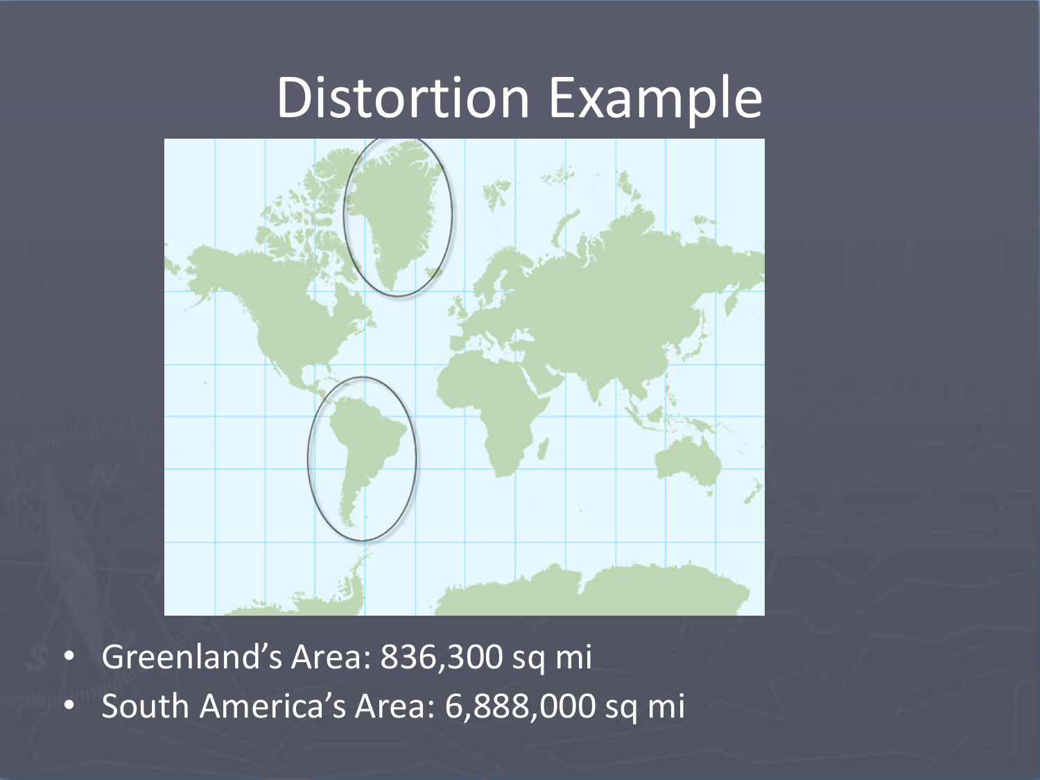# Distortion Example

- Greenland's Area: 836,300 sq mi
- South America's Area: 6,888,000 sq mi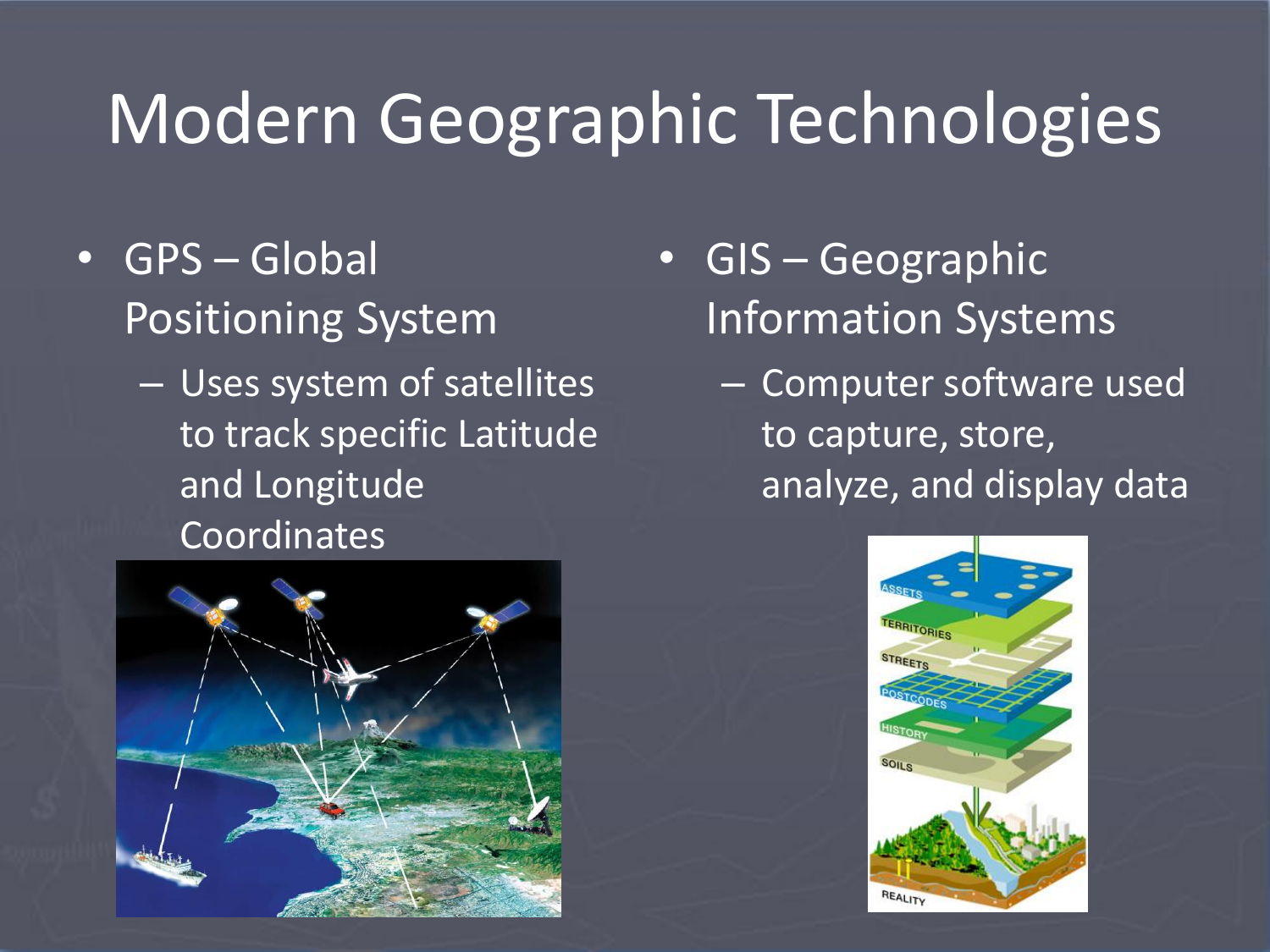# Modern Geographic Technologies

- GPS – Global Positioning System
  - Uses system of satellites to track specific Latitude and Longitude Coordinates
- GIS – Geographic Information Systems
  - Computer software used to capture, store, analyze, and display data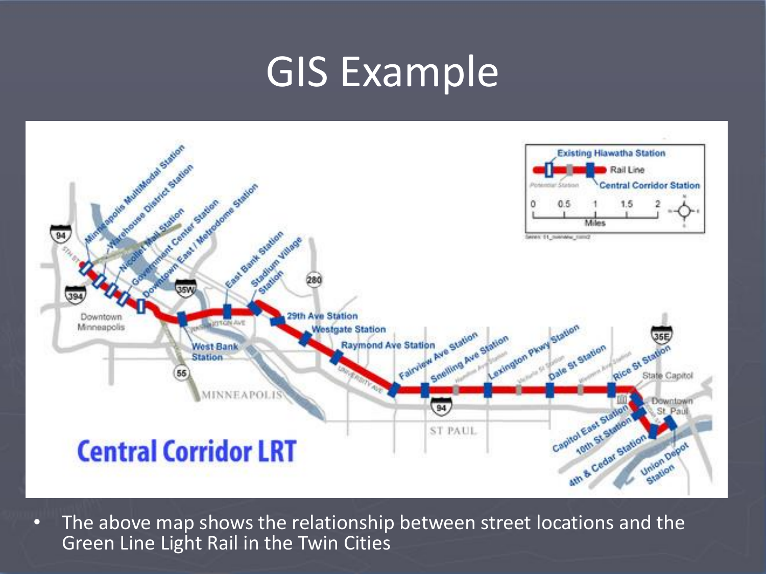# GIS Example

Central Corridor LRT

Existing Hiawatha Station

Rail Line

Potential Station

Central Corridor Station

0 0.5 1 1.5 2

Miles

Minneapolis MultiModal Station

Warehouse District Station

Nicollet Mall Station

Government Center Station

Downtown East / Metrodome Station

East Bank Station

Stadium Village Station

West Bank Station

29th Ave Station

Westgate Station

Raymond Ave Station

Fairview Ave Station

Snelling Ave Station

Lexington Pkwy Station

Dale St Station

Rice St Station

Capitol East Station

10th St Station

4th & Cedar Station

Union Depot Station

Downtown Minneapolis

MINNEAPOLIS

ST PAUL

State Capitol

Downtown St Paul

94

394

35W

280

55

35E

- The above map shows the relationship between street locations and the Green Line Light Rail in the Twin Cities